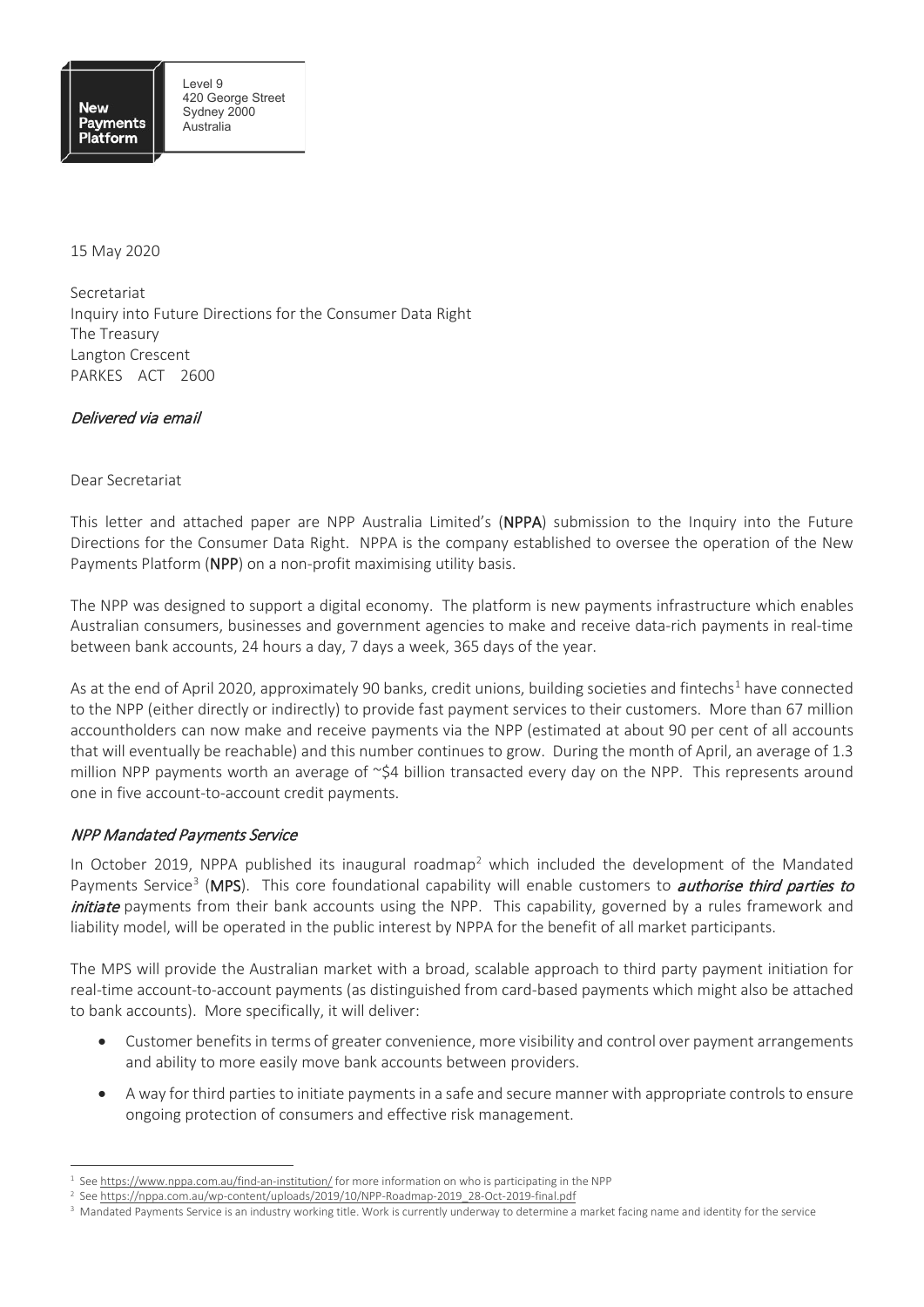New Payments Platform

Level 9
420 George Street
Sydney 2000
Australia

15 May 2020

Secretariat
Inquiry into Future Directions for the Consumer Data Right
The Treasury
Langton Crescent
PARKES ACT 2600

*Delivered via email*

Dear Secretariat

This letter and attached paper are NPP Australia Limited's (**NPPA**) submission to the Inquiry into the Future Directions for the Consumer Data Right. NPPA is the company established to oversee the operation of the New Payments Platform (**NPP**) on a non-profit maximising utility basis.

The NPP was designed to support a digital economy. The platform is new payments infrastructure which enables Australian consumers, businesses and government agencies to make and receive data-rich payments in real-time between bank accounts, 24 hours a day, 7 days a week, 365 days of the year.

As at the end of April 2020, approximately 90 banks, credit unions, building societies and fintechs[1] have connected to the NPP (either directly or indirectly) to provide fast payment services to their customers. More than 67 million accountholders can now make and receive payments via the NPP (estimated at about 90 per cent of all accounts that will eventually be reachable) and this number continues to grow. During the month of April, an average of 1.3 million NPP payments worth an average of ~$4 billion transacted every day on the NPP. This represents around one in five account-to-account credit payments.

## *NPP Mandated Payments Service*

In October 2019, NPPA published its inaugural roadmap[2] which included the development of the Mandated Payments Service[3] (**MPS**). This core foundational capability will enable customers to ***authorise third parties to initiate*** payments from their bank accounts using the NPP. This capability, governed by a rules framework and liability model, will be operated in the public interest by NPPA for the benefit of all market participants.

The MPS will provide the Australian market with a broad, scalable approach to third party payment initiation for real-time account-to-account payments (as distinguished from card-based payments which might also be attached to bank accounts). More specifically, it will deliver:

- Customer benefits in terms of greater convenience, more visibility and control over payment arrangements and ability to more easily move bank accounts between providers.
- A way for third parties to initiate payments in a safe and secure manner with appropriate controls to ensure ongoing protection of consumers and effective risk management.

---

[1] See https://www.nppa.com.au/find-an-institution/ for more information on who is participating in the NPP

[2] See https://nppa.com.au/wp-content/uploads/2019/10/NPP-Roadmap-2019_28-Oct-2019-final.pdf

[3] Mandated Payments Service is an industry working title. Work is currently underway to determine a market facing name and identity for the service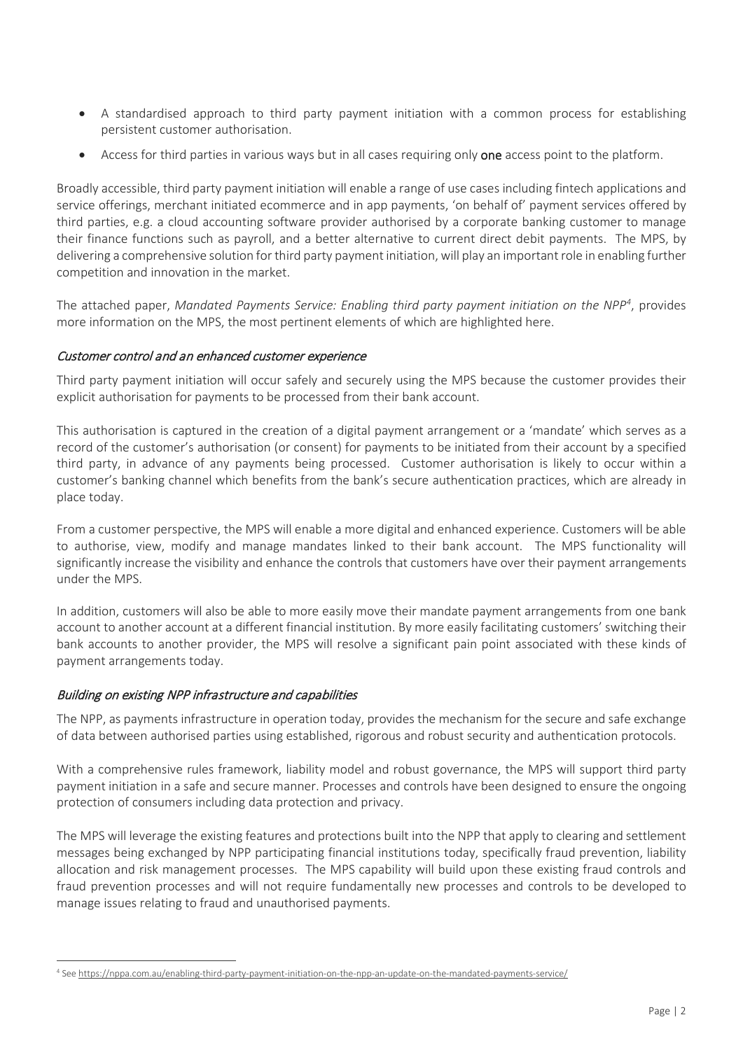- A standardised approach to third party payment initiation with a common process for establishing persistent customer authorisation.
- Access for third parties in various ways but in all cases requiring only **one** access point to the platform.

Broadly accessible, third party payment initiation will enable a range of use cases including fintech applications and service offerings, merchant initiated ecommerce and in app payments, 'on behalf of' payment services offered by third parties, e.g. a cloud accounting software provider authorised by a corporate banking customer to manage their finance functions such as payroll, and a better alternative to current direct debit payments. The MPS, by delivering a comprehensive solution for third party payment initiation, will play an important role in enabling further competition and innovation in the market.

The attached paper, *Mandated Payments Service: Enabling third party payment initiation on the NPP*[4], provides more information on the MPS, the most pertinent elements of which are highlighted here.

### *Customer control and an enhanced customer experience*

Third party payment initiation will occur safely and securely using the MPS because the customer provides their explicit authorisation for payments to be processed from their bank account.

This authorisation is captured in the creation of a digital payment arrangement or a 'mandate' which serves as a record of the customer's authorisation (or consent) for payments to be initiated from their account by a specified third party, in advance of any payments being processed. Customer authorisation is likely to occur within a customer's banking channel which benefits from the bank's secure authentication practices, which are already in place today.

From a customer perspective, the MPS will enable a more digital and enhanced experience. Customers will be able to authorise, view, modify and manage mandates linked to their bank account. The MPS functionality will significantly increase the visibility and enhance the controls that customers have over their payment arrangements under the MPS.

In addition, customers will also be able to more easily move their mandate payment arrangements from one bank account to another account at a different financial institution. By more easily facilitating customers' switching their bank accounts to another provider, the MPS will resolve a significant pain point associated with these kinds of payment arrangements today.

### *Building on existing NPP infrastructure and capabilities*

The NPP, as payments infrastructure in operation today, provides the mechanism for the secure and safe exchange of data between authorised parties using established, rigorous and robust security and authentication protocols.

With a comprehensive rules framework, liability model and robust governance, the MPS will support third party payment initiation in a safe and secure manner. Processes and controls have been designed to ensure the ongoing protection of consumers including data protection and privacy.

The MPS will leverage the existing features and protections built into the NPP that apply to clearing and settlement messages being exchanged by NPP participating financial institutions today, specifically fraud prevention, liability allocation and risk management processes. The MPS capability will build upon these existing fraud controls and fraud prevention processes and will not require fundamentally new processes and controls to be developed to manage issues relating to fraud and unauthorised payments.

---

[4] See https://nppa.com.au/enabling-third-party-payment-initiation-on-the-npp-an-update-on-the-mandated-payments-service/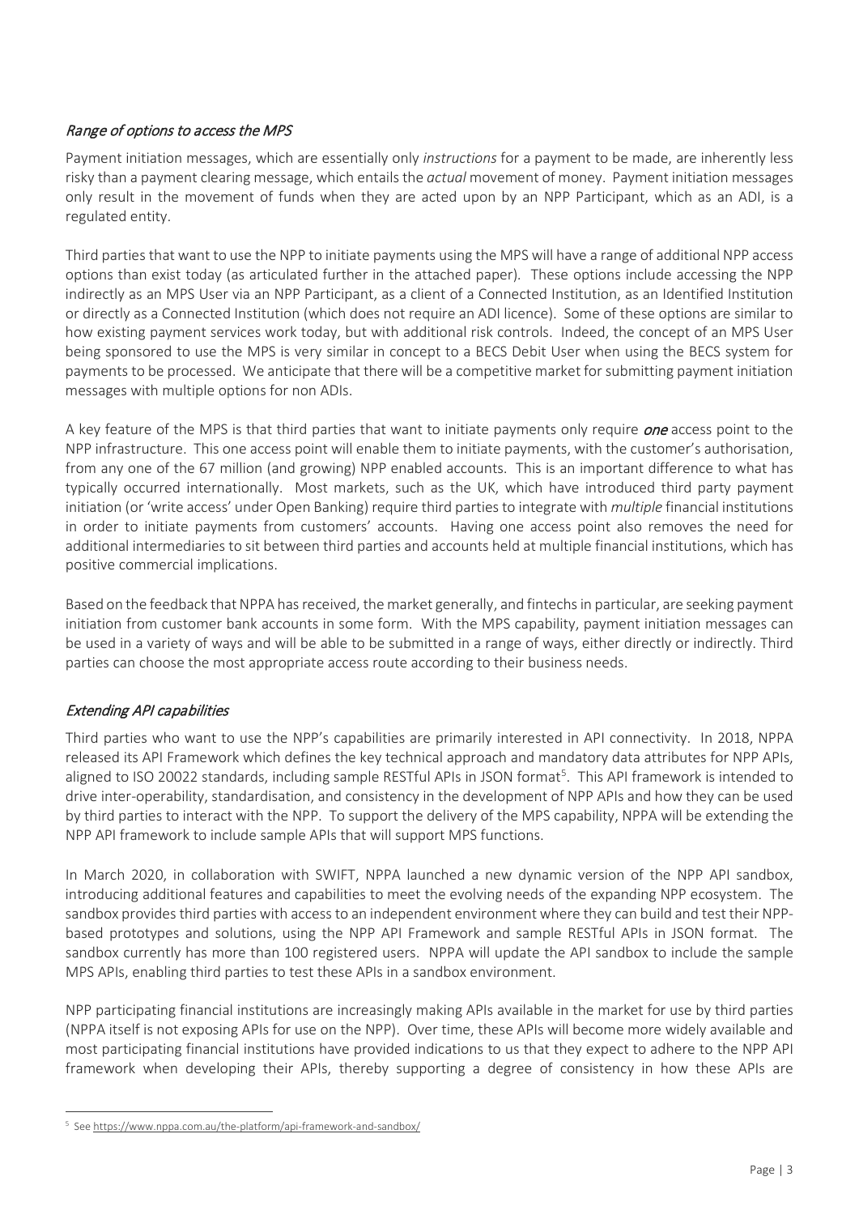### *Range of options to access the MPS*

Payment initiation messages, which are essentially only *instructions* for a payment to be made, are inherently less risky than a payment clearing message, which entails the *actual* movement of money. Payment initiation messages only result in the movement of funds when they are acted upon by an NPP Participant, which as an ADI, is a regulated entity.

Third parties that want to use the NPP to initiate payments using the MPS will have a range of additional NPP access options than exist today (as articulated further in the attached paper). These options include accessing the NPP indirectly as an MPS User via an NPP Participant, as a client of a Connected Institution, as an Identified Institution or directly as a Connected Institution (which does not require an ADI licence). Some of these options are similar to how existing payment services work today, but with additional risk controls. Indeed, the concept of an MPS User being sponsored to use the MPS is very similar in concept to a BECS Debit User when using the BECS system for payments to be processed. We anticipate that there will be a competitive market for submitting payment initiation messages with multiple options for non ADIs.

A key feature of the MPS is that third parties that want to initiate payments only require ***one*** access point to the NPP infrastructure. This one access point will enable them to initiate payments, with the customer's authorisation, from any one of the 67 million (and growing) NPP enabled accounts. This is an important difference to what has typically occurred internationally. Most markets, such as the UK, which have introduced third party payment initiation (or 'write access' under Open Banking) require third parties to integrate with *multiple* financial institutions in order to initiate payments from customers' accounts. Having one access point also removes the need for additional intermediaries to sit between third parties and accounts held at multiple financial institutions, which has positive commercial implications.

Based on the feedback that NPPA has received, the market generally, and fintechs in particular, are seeking payment initiation from customer bank accounts in some form. With the MPS capability, payment initiation messages can be used in a variety of ways and will be able to be submitted in a range of ways, either directly or indirectly. Third parties can choose the most appropriate access route according to their business needs.

### *Extending API capabilities*

Third parties who want to use the NPP's capabilities are primarily interested in API connectivity. In 2018, NPPA released its API Framework which defines the key technical approach and mandatory data attributes for NPP APIs, aligned to ISO 20022 standards, including sample RESTful APIs in JSON format[5]. This API framework is intended to drive inter-operability, standardisation, and consistency in the development of NPP APIs and how they can be used by third parties to interact with the NPP. To support the delivery of the MPS capability, NPPA will be extending the NPP API framework to include sample APIs that will support MPS functions.

In March 2020, in collaboration with SWIFT, NPPA launched a new dynamic version of the NPP API sandbox, introducing additional features and capabilities to meet the evolving needs of the expanding NPP ecosystem. The sandbox provides third parties with access to an independent environment where they can build and test their NPP-based prototypes and solutions, using the NPP API Framework and sample RESTful APIs in JSON format. The sandbox currently has more than 100 registered users. NPPA will update the API sandbox to include the sample MPS APIs, enabling third parties to test these APIs in a sandbox environment.

NPP participating financial institutions are increasingly making APIs available in the market for use by third parties (NPPA itself is not exposing APIs for use on the NPP). Over time, these APIs will become more widely available and most participating financial institutions have provided indications to us that they expect to adhere to the NPP API framework when developing their APIs, thereby supporting a degree of consistency in how these APIs are

---

[5] See https://www.nppa.com.au/the-platform/api-framework-and-sandbox/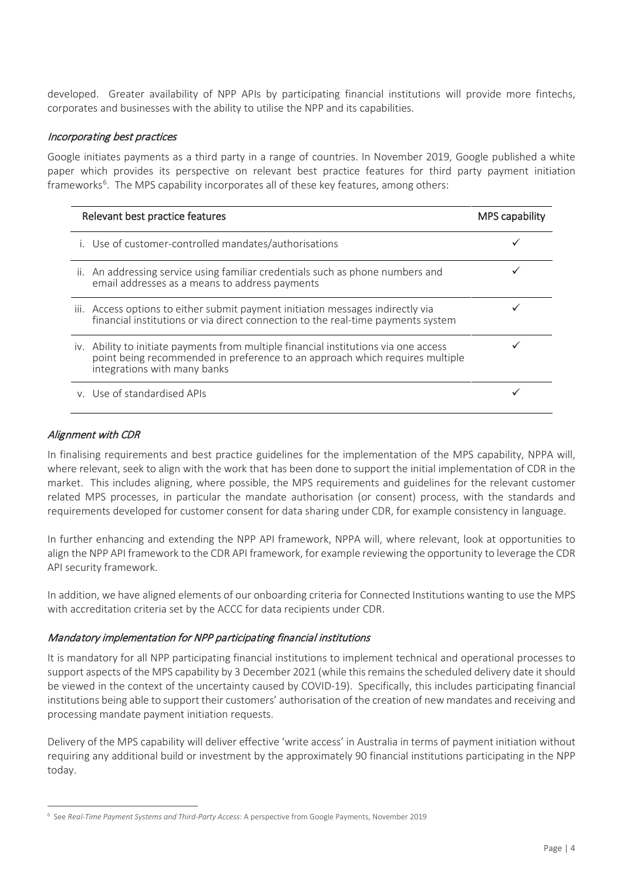developed. Greater availability of NPP APIs by participating financial institutions will provide more fintechs, corporates and businesses with the ability to utilise the NPP and its capabilities.

### *Incorporating best practices*

Google initiates payments as a third party in a range of countries. In November 2019, Google published a white paper which provides its perspective on relevant best practice features for third party payment initiation frameworks[6]. The MPS capability incorporates all of these key features, among others:

| Relevant best practice features | MPS capability |
|---|---|
| i. Use of customer-controlled mandates/authorisations | ✓ |
| ii. An addressing service using familiar credentials such as phone numbers and email addresses as a means to address payments | ✓ |
| iii. Access options to either submit payment initiation messages indirectly via financial institutions or via direct connection to the real-time payments system | ✓ |
| iv. Ability to initiate payments from multiple financial institutions via one access point being recommended in preference to an approach which requires multiple integrations with many banks | ✓ |
| v. Use of standardised APIs | ✓ |

### *Alignment with CDR*

In finalising requirements and best practice guidelines for the implementation of the MPS capability, NPPA will, where relevant, seek to align with the work that has been done to support the initial implementation of CDR in the market. This includes aligning, where possible, the MPS requirements and guidelines for the relevant customer related MPS processes, in particular the mandate authorisation (or consent) process, with the standards and requirements developed for customer consent for data sharing under CDR, for example consistency in language.

In further enhancing and extending the NPP API framework, NPPA will, where relevant, look at opportunities to align the NPP API framework to the CDR API framework, for example reviewing the opportunity to leverage the CDR API security framework.

In addition, we have aligned elements of our onboarding criteria for Connected Institutions wanting to use the MPS with accreditation criteria set by the ACCC for data recipients under CDR.

### *Mandatory implementation for NPP participating financial institutions*

It is mandatory for all NPP participating financial institutions to implement technical and operational processes to support aspects of the MPS capability by 3 December 2021 (while this remains the scheduled delivery date it should be viewed in the context of the uncertainty caused by COVID-19). Specifically, this includes participating financial institutions being able to support their customers' authorisation of the creation of new mandates and receiving and processing mandate payment initiation requests.

Delivery of the MPS capability will deliver effective 'write access' in Australia in terms of payment initiation without requiring any additional build or investment by the approximately 90 financial institutions participating in the NPP today.

---

[6] See *Real-Time Payment Systems and Third-Party Access*: A perspective from Google Payments, November 2019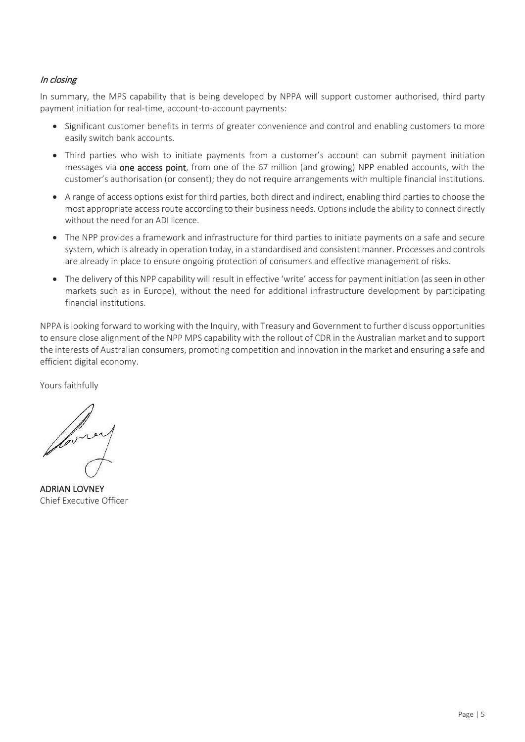*In closing*

In summary, the MPS capability that is being developed by NPPA will support customer authorised, third party payment initiation for real-time, account-to-account payments:

- Significant customer benefits in terms of greater convenience and control and enabling customers to more easily switch bank accounts.
- Third parties who wish to initiate payments from a customer's account can submit payment initiation messages via **one access point**, from one of the 67 million (and growing) NPP enabled accounts, with the customer's authorisation (or consent); they do not require arrangements with multiple financial institutions.
- A range of access options exist for third parties, both direct and indirect, enabling third parties to choose the most appropriate access route according to their business needs. Options include the ability to connect directly without the need for an ADI licence.
- The NPP provides a framework and infrastructure for third parties to initiate payments on a safe and secure system, which is already in operation today, in a standardised and consistent manner. Processes and controls are already in place to ensure ongoing protection of consumers and effective management of risks.
- The delivery of this NPP capability will result in effective 'write' access for payment initiation (as seen in other markets such as in Europe), without the need for additional infrastructure development by participating financial institutions.

NPPA is looking forward to working with the Inquiry, with Treasury and Government to further discuss opportunities to ensure close alignment of the NPP MPS capability with the rollout of CDR in the Australian market and to support the interests of Australian consumers, promoting competition and innovation in the market and ensuring a safe and efficient digital economy.

Yours faithfully

**ADRIAN LOVNEY**
Chief Executive Officer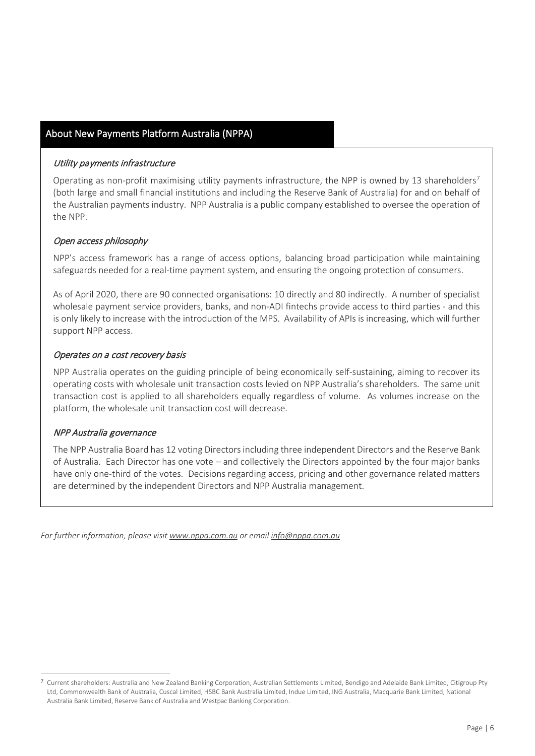## About New Payments Platform Australia (NPPA)

*Utility payments infrastructure*

Operating as non-profit maximising utility payments infrastructure, the NPP is owned by 13 shareholders[7] (both large and small financial institutions and including the Reserve Bank of Australia) for and on behalf of the Australian payments industry. NPP Australia is a public company established to oversee the operation of the NPP.

*Open access philosophy*

NPP's access framework has a range of access options, balancing broad participation while maintaining safeguards needed for a real-time payment system, and ensuring the ongoing protection of consumers.

As of April 2020, there are 90 connected organisations: 10 directly and 80 indirectly. A number of specialist wholesale payment service providers, banks, and non-ADI fintechs provide access to third parties - and this is only likely to increase with the introduction of the MPS. Availability of APIs is increasing, which will further support NPP access.

*Operates on a cost recovery basis*

NPP Australia operates on the guiding principle of being economically self-sustaining, aiming to recover its operating costs with wholesale unit transaction costs levied on NPP Australia's shareholders. The same unit transaction cost is applied to all shareholders equally regardless of volume. As volumes increase on the platform, the wholesale unit transaction cost will decrease.

*NPP Australia governance*

The NPP Australia Board has 12 voting Directors including three independent Directors and the Reserve Bank of Australia. Each Director has one vote – and collectively the Directors appointed by the four major banks have only one-third of the votes. Decisions regarding access, pricing and other governance related matters are determined by the independent Directors and NPP Australia management.

*For further information, please visit [www.nppa.com.au](http://www.nppa.com.au) or email [info@nppa.com.au](mailto:info@nppa.com.au)*

[7] Current shareholders: Australia and New Zealand Banking Corporation, Australian Settlements Limited, Bendigo and Adelaide Bank Limited, Citigroup Pty Ltd, Commonwealth Bank of Australia, Cuscal Limited, HSBC Bank Australia Limited, Indue Limited, ING Australia, Macquarie Bank Limited, National Australia Bank Limited, Reserve Bank of Australia and Westpac Banking Corporation.